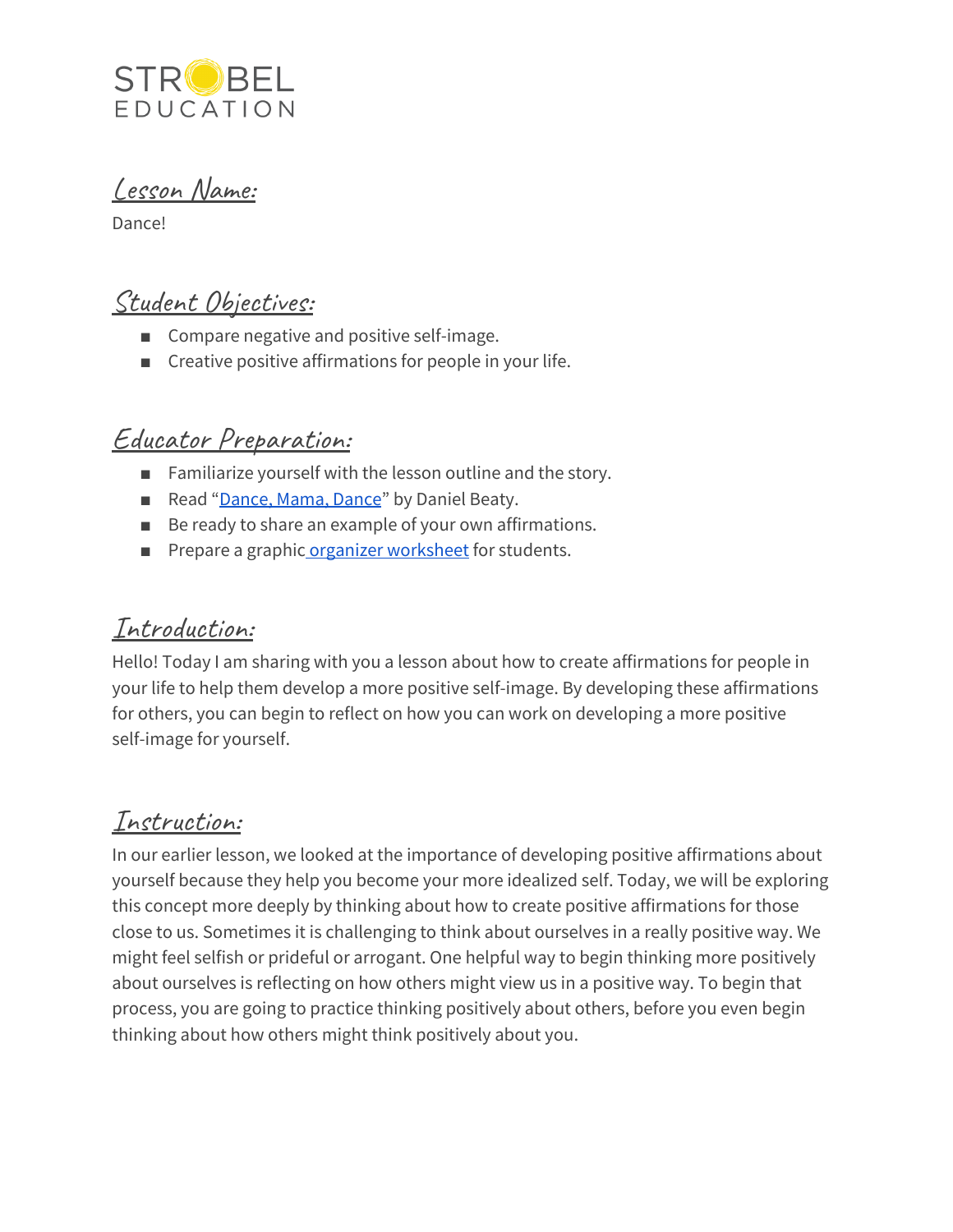STROBEL EDUCATION

## Lesson Name:

Dance!

## Student Objectives:

- Compare negative and positive self-image.
- Creative positive affirmations for people in your life.

## Educator Preparation:

- Familiarize yourself with the lesson outline and the story.
- Read "Dance, Mama, Dance" by Daniel Beaty.
- Be ready to share an example of your own affirmations.
- Prepare a graphic organizer worksheet for students.

## Introduction:

Hello! Today I am sharing with you a lesson about how to create affirmations for people in your life to help them develop a more positive self-image. By developing these affirmations for others, you can begin to reflect on how you can work on developing a more positive self-image for yourself.

## Instruction:

In our earlier lesson, we looked at the importance of developing positive affirmations about yourself because they help you become your more idealized self. Today, we will be exploring this concept more deeply by thinking about how to create positive affirmations for those close to us. Sometimes it is challenging to think about ourselves in a really positive way. We might feel selfish or prideful or arrogant. One helpful way to begin thinking more positively about ourselves is reflecting on how others might view us in a positive way. To begin that process, you are going to practice thinking positively about others, before you even begin thinking about how others might think positively about you.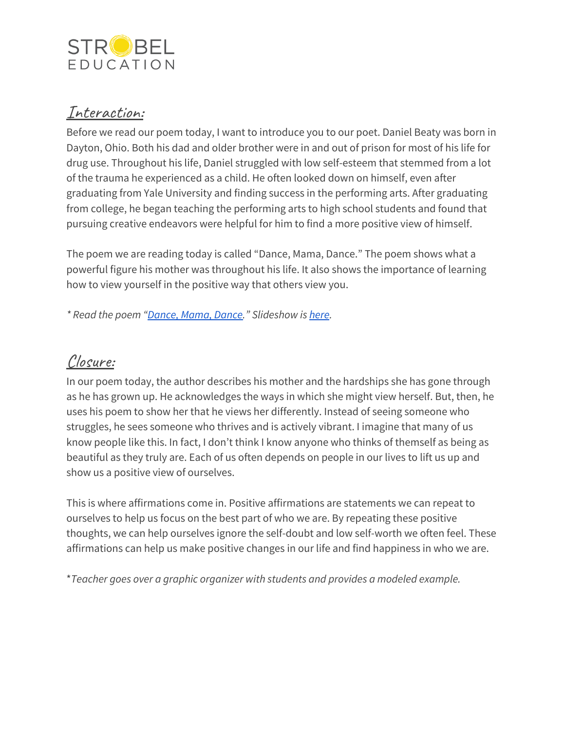## Interaction:

Before we read our poem today, I want to introduce you to our poet. Daniel Beaty was born in Dayton, Ohio. Both his dad and older brother were in and out of prison for most of his life for drug use. Throughout his life, Daniel struggled with low self-esteem that stemmed from a lot of the trauma he experienced as a child. He often looked down on himself, even after graduating from Yale University and finding success in the performing arts. After graduating from college, he began teaching the performing arts to high school students and found that pursuing creative endeavors were helpful for him to find a more positive view of himself.

The poem we are reading today is called "Dance, Mama, Dance." The poem shows what a powerful figure his mother was throughout his life. It also shows the importance of learning how to view yourself in the positive way that others view you.

*\* Read the poem "Dance, Mama, Dance." Slideshow is here.*

## Closure:

In our poem today, the author describes his mother and the hardships she has gone through as he has grown up. He acknowledges the ways in which she might view herself. But, then, he uses his poem to show her that he views her differently. Instead of seeing someone who struggles, he sees someone who thrives and is actively vibrant. I imagine that many of us know people like this. In fact, I don't think I know anyone who thinks of themself as being as beautiful as they truly are. Each of us often depends on people in our lives to lift us up and show us a positive view of ourselves.

This is where affirmations come in. Positive affirmations are statements we can repeat to ourselves to help us focus on the best part of who we are. By repeating these positive thoughts, we can help ourselves ignore the self-doubt and low self-worth we often feel. These affirmations can help us make positive changes in our life and find happiness in who we are.

\**Teacher goes over a graphic organizer with students and provides a modeled example.*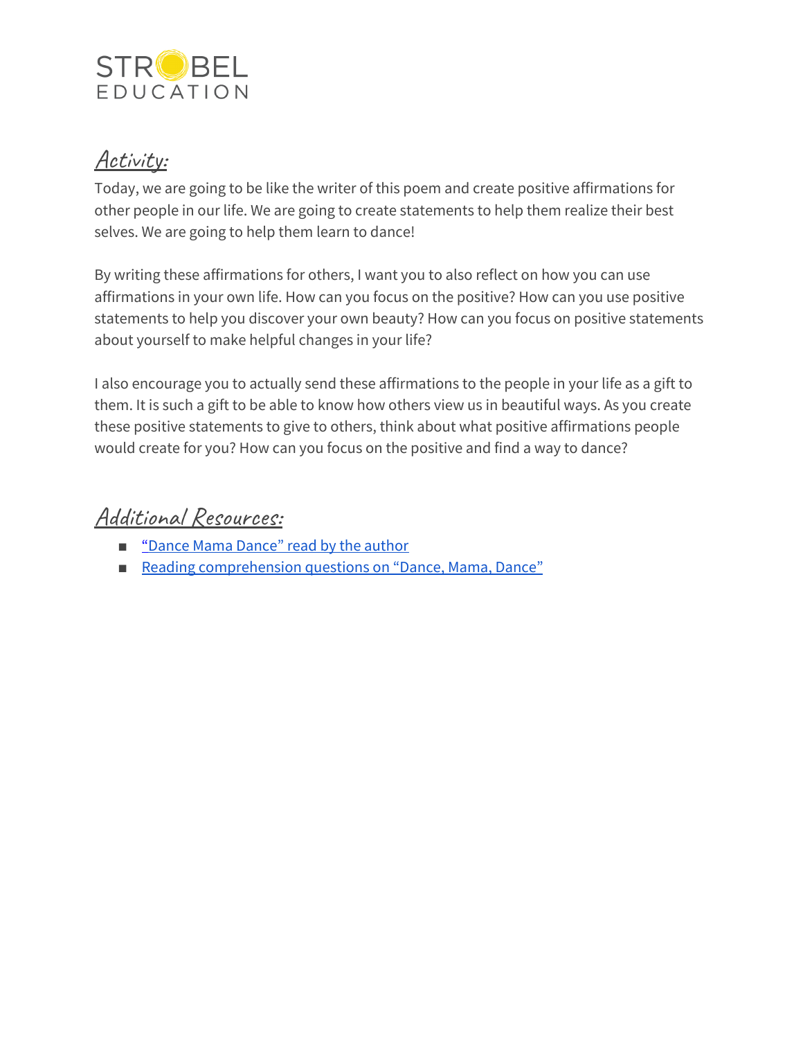STROBEL EDUCATION

## Activity:

Today, we are going to be like the writer of this poem and create positive affirmations for other people in our life. We are going to create statements to help them realize their best selves. We are going to help them learn to dance!

By writing these affirmations for others, I want you to also reflect on how you can use affirmations in your own life. How can you focus on the positive? How can you use positive statements to help you discover your own beauty? How can you focus on positive statements about yourself to make helpful changes in your life?

I also encourage you to actually send these affirmations to the people in your life as a gift to them. It is such a gift to be able to know how others view us in beautiful ways. As you create these positive statements to give to others, think about what positive affirmations people would create for you? How can you focus on the positive and find a way to dance?

## Additional Resources:

- "Dance Mama Dance" read by the author
- Reading comprehension questions on "Dance, Mama, Dance"